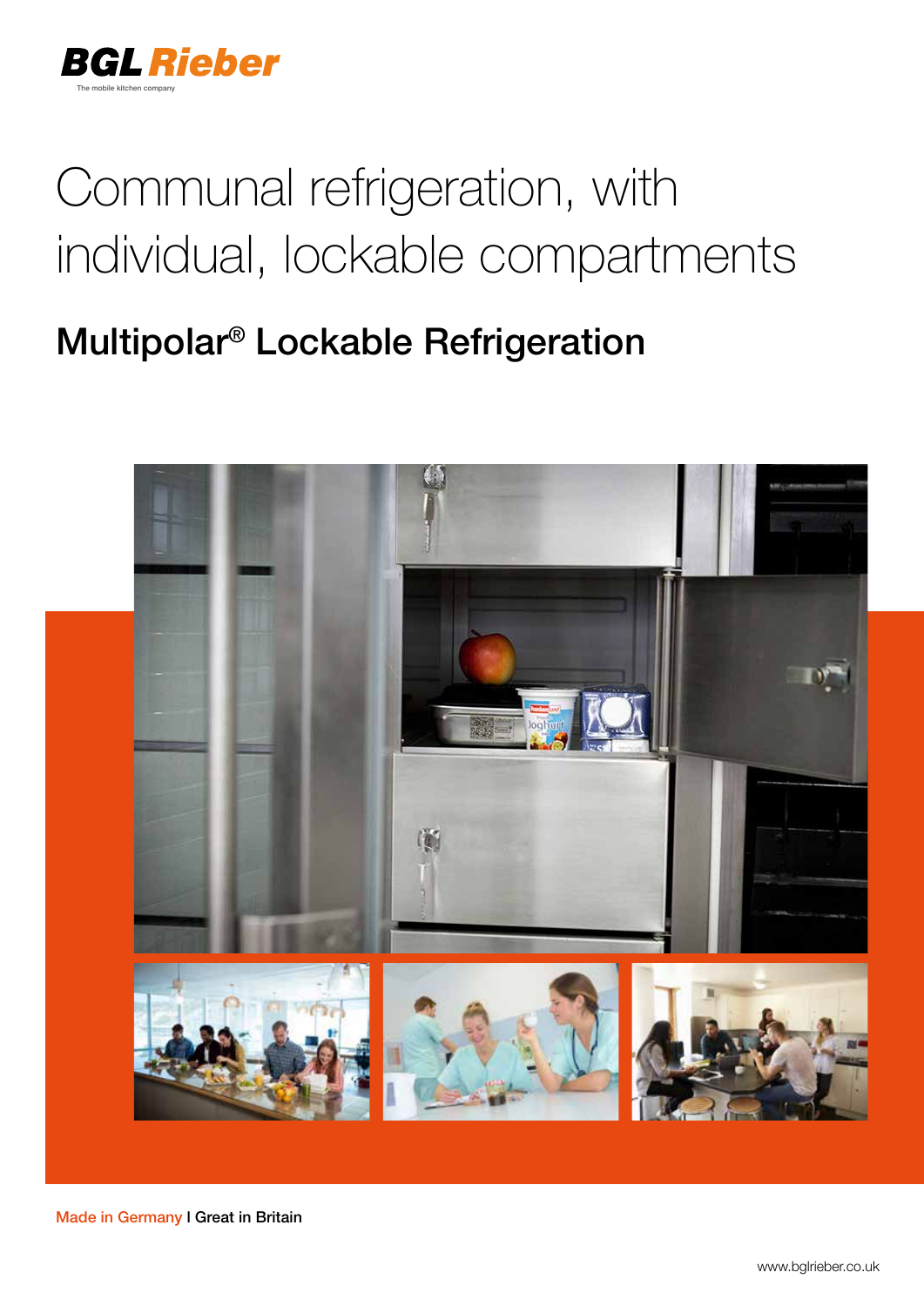BGL Rieber

The mobile kitchen company

# Communal refrigeration, with individual, lockable compartments

## Multipolar® Lockable Refrigeration

Made in Germany I Great in Britain

www.bglrieber.co.uk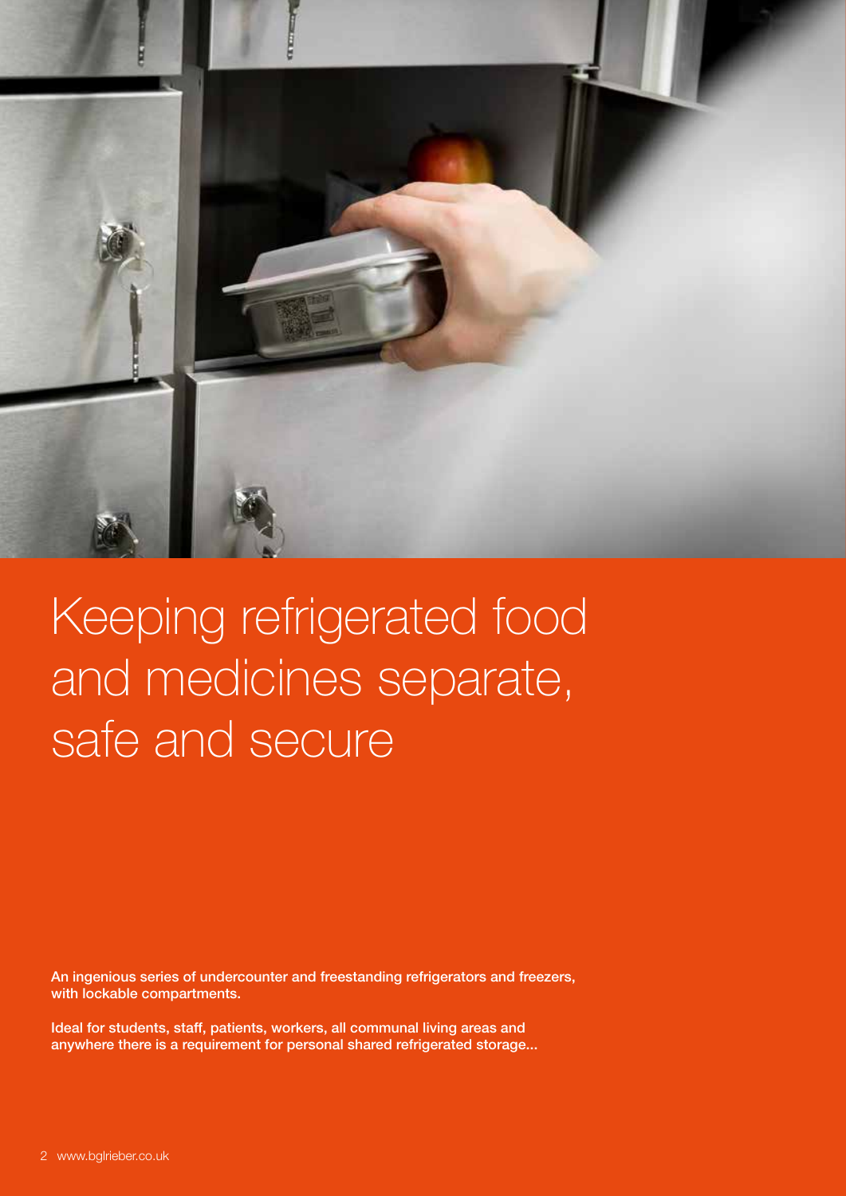# Keeping refrigerated food and medicines separate, safe and secure

**An ingenious series of undercounter and freestanding refrigerators and freezers, with lockable compartments.**

**Ideal for students, staff, patients, workers, all communal living areas and anywhere there is a requirement for personal shared refrigerated storage...**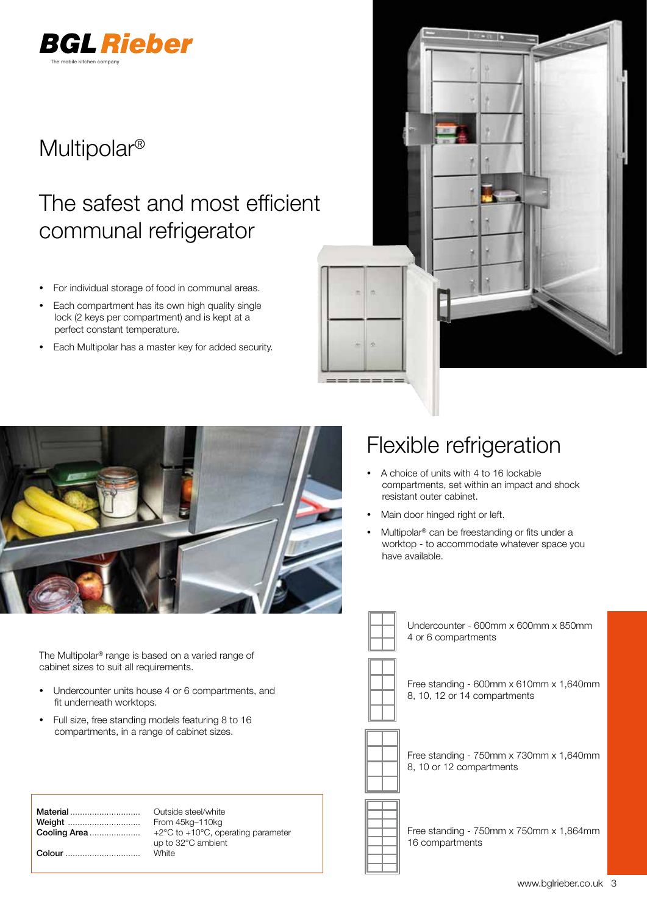BGL Rieber

The mobile kitchen company

# Multipolar®

## The safest and most efficient communal refrigerator

- For individual storage of food in communal areas.
- Each compartment has its own high quality single lock (2 keys per compartment) and is kept at a perfect constant temperature.
- Each Multipolar has a master key for added security.

## Flexible refrigeration

- A choice of units with 4 to 16 lockable compartments, set within an impact and shock resistant outer cabinet.
- Main door hinged right or left.
- Multipolar® can be freestanding or fits under a worktop - to accommodate whatever space you have available.

The Multipolar® range is based on a varied range of cabinet sizes to suit all requirements.

- Undercounter units house 4 or 6 compartments, and fit underneath worktops.
- Full size, free standing models featuring 8 to 16 compartments, in a range of cabinet sizes.

Undercounter - 600mm x 600mm x 850mm
4 or 6 compartments

Free standing - 600mm x 610mm x 1,640mm
8, 10, 12 or 14 compartments

Free standing - 750mm x 730mm x 1,640mm
8, 10 or 12 compartments

Free standing - 750mm x 750mm x 1,864mm
16 compartments

| | |
|---|---|
| **Material** | Outside steel/white |
| **Weight** | From 45kg–110kg |
| **Cooling Area** | +2°C to +10°C, operating parameter up to 32°C ambient |
| **Colour** | White |

www.bglrieber.co.uk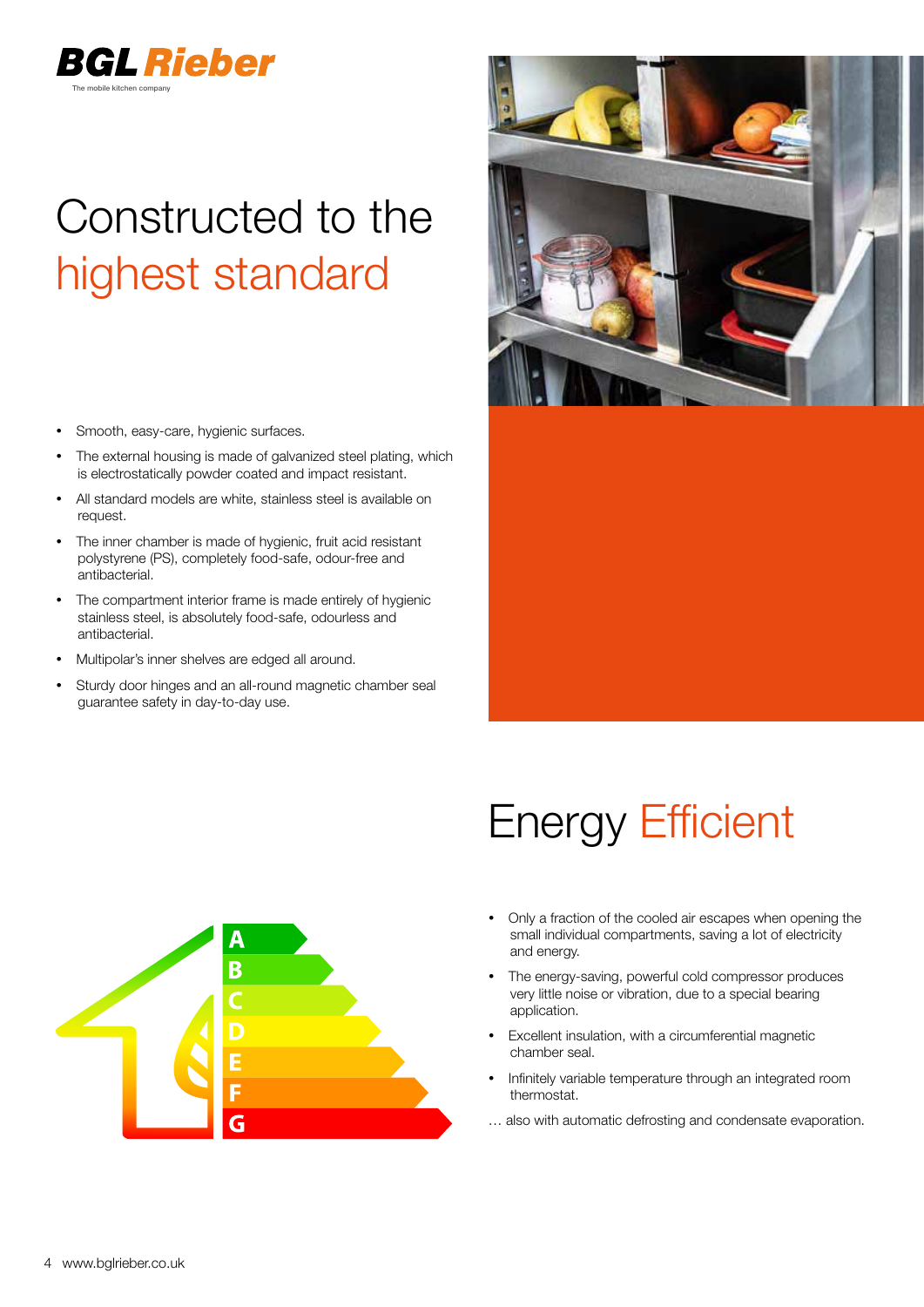# Constructed to the highest standard

- Smooth, easy-care, hygienic surfaces.
- The external housing is made of galvanized steel plating, which is electrostatically powder coated and impact resistant.
- All standard models are white, stainless steel is available on request.
- The inner chamber is made of hygienic, fruit acid resistant polystyrene (PS), completely food-safe, odour-free and antibacterial.
- The compartment interior frame is made entirely of hygienic stainless steel, is absolutely food-safe, odourless and antibacterial.
- Multipolar's inner shelves are edged all around.
- Sturdy door hinges and an all-round magnetic chamber seal guarantee safety in day-to-day use.

# Energy Efficient

- Only a fraction of the cooled air escapes when opening the small individual compartments, saving a lot of electricity and energy.
- The energy-saving, powerful cold compressor produces very little noise or vibration, due to a special bearing application.
- Excellent insulation, with a circumferential magnetic chamber seal.
- Infinitely variable temperature through an integrated room thermostat.

… also with automatic defrosting and condensate evaporation.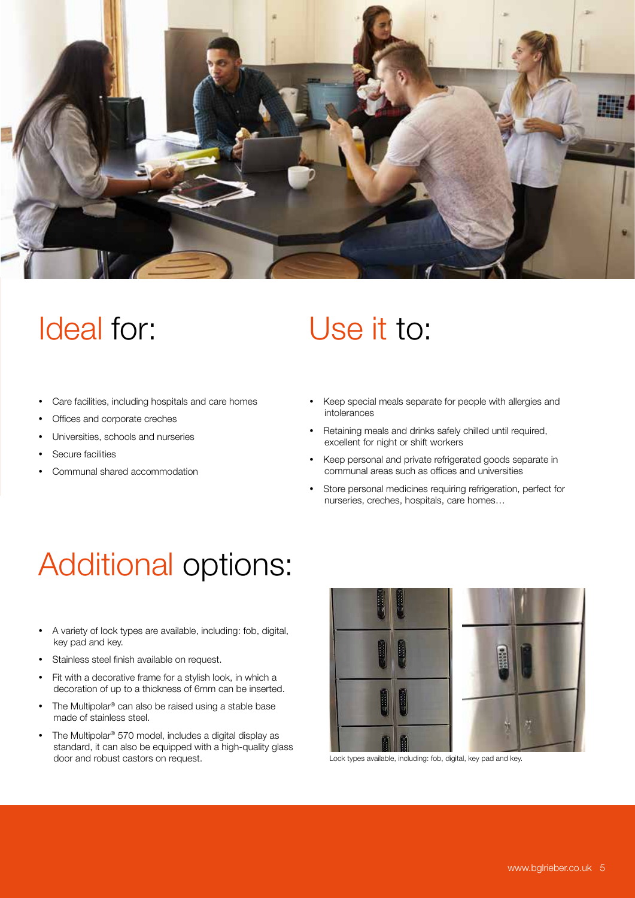# Ideal for:

- Care facilities, including hospitals and care homes
- Offices and corporate creches
- Universities, schools and nurseries
- Secure facilities
- Communal shared accommodation

# Use it to:

- Keep special meals separate for people with allergies and intolerances
- Retaining meals and drinks safely chilled until required, excellent for night or shift workers
- Keep personal and private refrigerated goods separate in communal areas such as offices and universities
- Store personal medicines requiring refrigeration, perfect for nurseries, creches, hospitals, care homes…

# Additional options:

- A variety of lock types are available, including: fob, digital, key pad and key.
- Stainless steel finish available on request.
- Fit with a decorative frame for a stylish look, in which a decoration of up to a thickness of 6mm can be inserted.
- The Multipolar® can also be raised using a stable base made of stainless steel.
- The Multipolar® 570 model, includes a digital display as standard, it can also be equipped with a high-quality glass door and robust castors on request.

Lock types available, including: fob, digital, key pad and key.

www.bglrieber.co.uk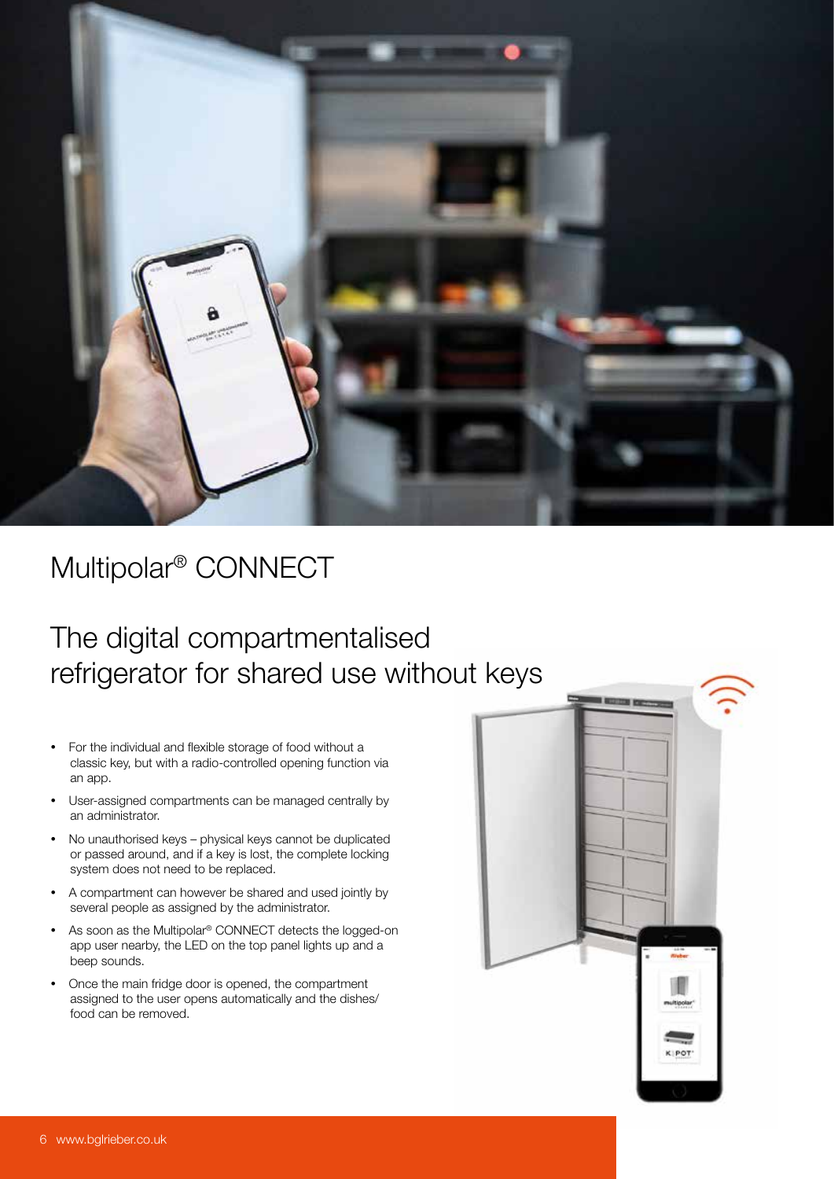# Multipolar® CONNECT

## The digital compartmentalised refrigerator for shared use without keys

- For the individual and flexible storage of food without a classic key, but with a radio-controlled opening function via an app.
- User-assigned compartments can be managed centrally by an administrator.
- No unauthorised keys – physical keys cannot be duplicated or passed around, and if a key is lost, the complete locking system does not need to be replaced.
- A compartment can however be shared and used jointly by several people as assigned by the administrator.
- As soon as the Multipolar® CONNECT detects the logged-on app user nearby, the LED on the top panel lights up and a beep sounds.
- Once the main fridge door is opened, the compartment assigned to the user opens automatically and the dishes/ food can be removed.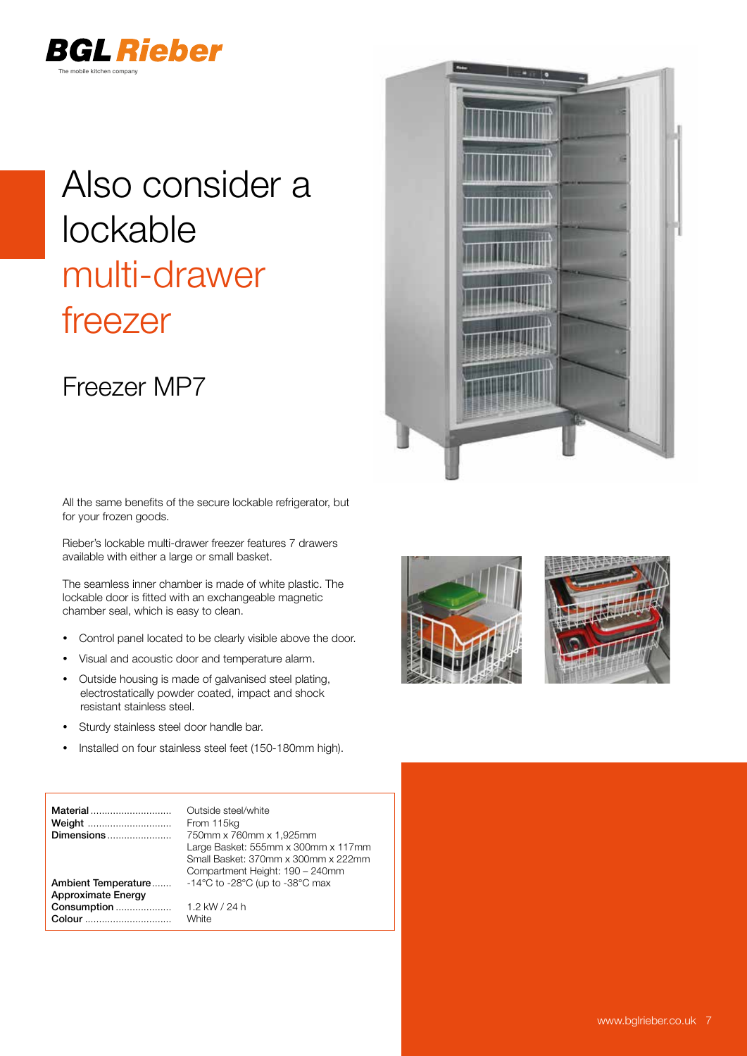# Also consider a lockable multi-drawer freezer

## Freezer MP7

All the same benefits of the secure lockable refrigerator, but for your frozen goods.

Rieber's lockable multi-drawer freezer features 7 drawers available with either a large or small basket.

The seamless inner chamber is made of white plastic. The lockable door is fitted with an exchangeable magnetic chamber seal, which is easy to clean.

- Control panel located to be clearly visible above the door.
- Visual and acoustic door and temperature alarm.
- Outside housing is made of galvanised steel plating, electrostatically powder coated, impact and shock resistant stainless steel.
- Sturdy stainless steel door handle bar.
- Installed on four stainless steel feet (150-180mm high).

| | |
|---|---|
| **Material** | Outside steel/white |
| **Weight** | From 115kg |
| **Dimensions** | 750mm x 760mm x 1,925mm<br>Large Basket: 555mm x 300mm x 117mm<br>Small Basket: 370mm x 300mm x 222mm<br>Compartment Height: 190 – 240mm |
| **Ambient Temperature** | -14°C to -28°C (up to -38°C max |
| **Approximate Energy Consumption** | 1.2 kW / 24 h |
| **Colour** | White |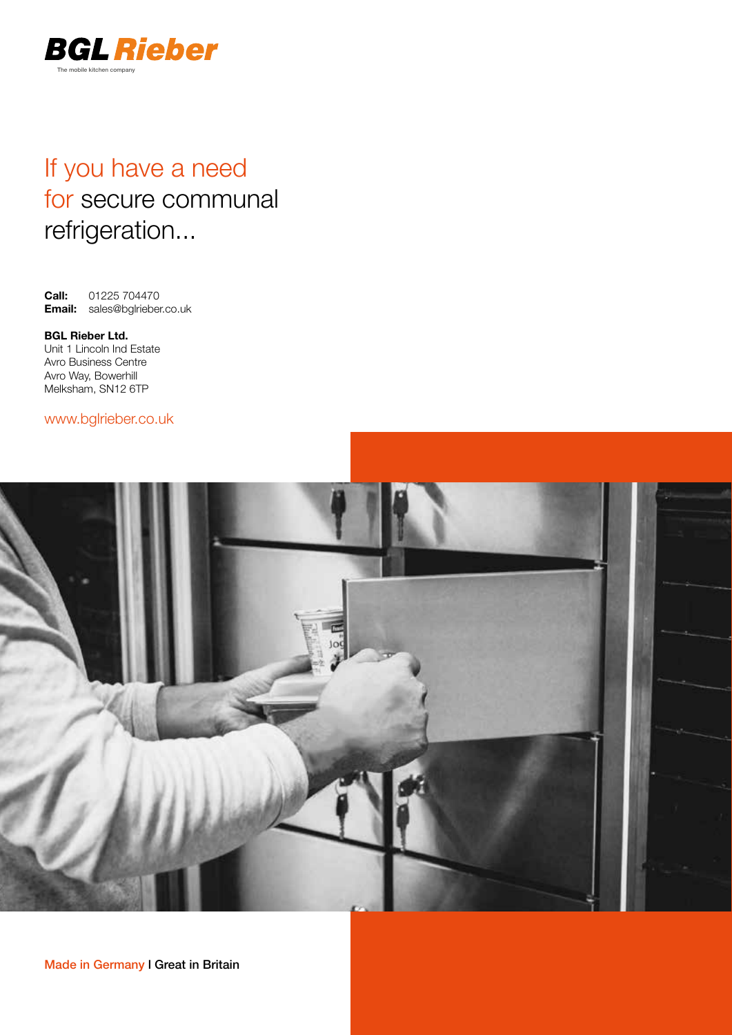**BGL Rieber**

The mobile kitchen company

# If you have a need for secure communal refrigeration...

**Call:** 01225 704470
**Email:** sales@bglrieber.co.uk

**BGL Rieber Ltd.**
Unit 1 Lincoln Ind Estate
Avro Business Centre
Avro Way, Bowerhill
Melksham, SN12 6TP

www.bglrieber.co.uk

**Made in Germany | Great in Britain**